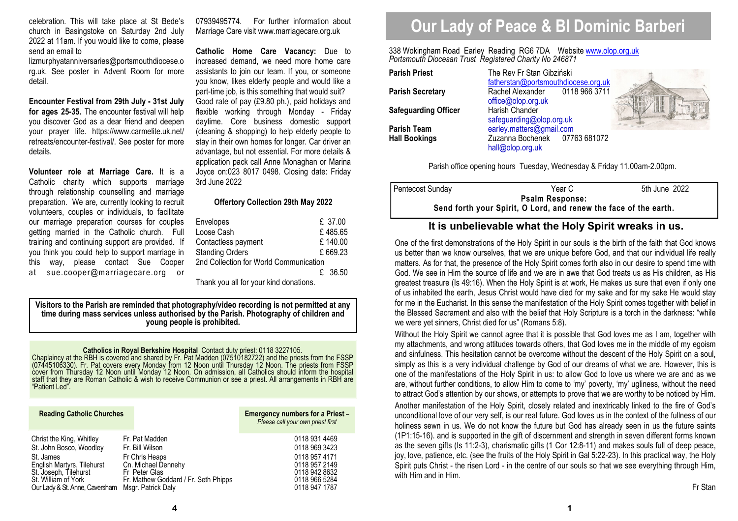celebration. This will take place at St Bede's church in Basingstoke on Saturday 2nd July 2022 at 11am. If you would like to come, please send an email to lizmurphyatanniversaries@portsmouthdiocese.org.uk. See poster in Advent Room for more detail.

**Encounter Festival from 29th July - 31st July for ages 25-35.** The encounter festival will help you discover God as a dear friend and deepen your prayer life. https://www.carmelite.uk.net/retreats/encounter-festival/. See poster for more details.

**Volunteer role at Marriage Care.** It is a Catholic charity which supports marriage through relationship counselling and marriage preparation. We are, currently looking to recruit volunteers, couples or individuals, to facilitate our marriage preparation courses for couples getting married in the Catholic church. Full training and continuing support are provided. If you think you could help to support marriage in this way, please contact Sue Cooper at sue.cooper@marriagecare.org or 07939495774. For further information about Marriage Care visit www.marriagecare.org.uk

**Catholic Home Care Vacancy:** Due to increased demand, we need more home care assistants to join our team. If you, or someone you know, likes elderly people and would like a part-time job, is this something that would suit? Good rate of pay (£9.80 ph.), paid holidays and flexible working through Monday - Friday daytime. Core business domestic support (cleaning & shopping) to help elderly people to stay in their own homes for longer. Car driver an advantage, but not essential. For more details & application pack call Anne Monaghan or Marina Joyce on:023 8017 0498. Closing date: Friday 3rd June 2022

**Offertory Collection 29th May 2022**

| | |
|---|---|
| Envelopes | £ 37.00 |
| Loose Cash | £ 485.65 |
| Contactless payment | £ 140.00 |
| Standing Orders | £ 669.23 |
| 2nd Collection for World Communication | £ 36.50 |

Thank you all for your kind donations.

**Visitors to the Parish are reminded that photography/video recording is not permitted at any time during mass services unless authorised by the Parish. Photography of children and young people is prohibited.**

**Catholics in Royal Berkshire Hospital** Contact duty priest: 0118 3227105.
Chaplaincy at the RBH is covered and shared by Fr. Pat Madden (07510182722) and the priests from the FSSP (07445106330). Fr. Pat covers every Monday from 12 Noon until Thursday 12 Noon. The priests from FSSP cover from Thursday 12 Noon until Monday 12 Noon. On admission, all Catholics should inform the hospital staff that they are Roman Catholic & wish to receive Communion or see a priest. All arrangements in RBH are "Patient Led".

| Reading Catholic Churches | | Emergency numbers for a Priest – *Please call your own priest first* |
|---|---|---|
| Christ the King, Whitley | Fr. Pat Madden | 0118 931 4469 |
| St. John Bosco, Woodley | Fr. Bill Wilson | 0118 969 3423 |
| St. James | Fr Chris Heaps | 0118 957 4171 |
| English Martyrs, Tilehurst | Cn. Michael Dennehy | 0118 957 2149 |
| St. Joseph, Tilehurst | Fr Peter Glas | 0118 942 8632 |
| St. William of York | Fr. Mathew Goddard / Fr. Seth Phipps | 0118 966 5284 |
| Our Lady & St. Anne, Caversham | Msgr. Patrick Daly | 0118 947 1787 |

# Our Lady of Peace & Bl Dominic Barberi

338 Wokingham Road Earley Reading RG6 7DA Website www.olop.org.uk
*Portsmouth Diocesan Trust Registered Charity No 246871*

| | |
|---|---|
| **Parish Priest** | The Rev Fr Stan Gibziński fatherstan@portsmouthdiocese.org.uk |
| **Parish Secretary** | Rachel Alexander 0118 966 3711 office@olop.org.uk |
| **Safeguarding Officer** | Harish Chander safeguarding@olop.org.uk |
| **Parish Team** | earley.matters@gmail.com |
| **Hall Bookings** | Zuzanna Bochenek 07763 681072 hall@olop.org.uk |

Parish office opening hours Tuesday, Wednesday & Friday 11.00am-2.00pm.

Pentecost Sunday — Year C — 5th June 2022

**Psalm Response:**
**Send forth your Spirit, O Lord, and renew the face of the earth.**

## It is unbelievable what the Holy Spirit wreaks in us.

One of the first demonstrations of the Holy Spirit in our souls is the birth of the faith that God knows us better than we know ourselves, that we are unique before God, and that our individual life really matters. As for that, the presence of the Holy Spirit comes forth also in our desire to spend time with God. We see in Him the source of life and we are in awe that God treats us as His children, as His greatest treasure (Is 49:16). When the Holy Spirit is at work, He makes us sure that even if only one of us inhabited the earth, Jesus Christ would have died for my sake and for my sake He would stay for me in the Eucharist. In this sense the manifestation of the Holy Spirit comes together with belief in the Blessed Sacrament and also with the belief that Holy Scripture is a torch in the darkness: "while we were yet sinners, Christ died for us" (Romans 5:8).

Without the Holy Spirit we cannot agree that it is possible that God loves me as I am, together with my attachments, and wrong attitudes towards others, that God loves me in the middle of my egoism and sinfulness. This hesitation cannot be overcome without the descent of the Holy Spirit on a soul, simply as this is a very individual challenge by God of our dreams of what we are. However, this is one of the manifestations of the Holy Spirit in us: to allow God to love us where we are and as we are, without further conditions, to allow Him to come to 'my' poverty, 'my' ugliness, without the need to attract God's attention by our shows, or attempts to prove that we are worthy to be noticed by Him.

Another manifestation of the Holy Spirit, closely related and inextricably linked to the fire of God's unconditional love of our very self, is our real future. God loves us in the context of the fullness of our holiness sewn in us. We do not know the future but God has already seen in us the future saints (1P1:15-16). and is supported in the gift of discernment and strength in seven different forms known as the seven gifts (Is 11:2-3), charismatic gifts (1 Cor 12:8-11) and makes souls full of deep peace, joy, love, patience, etc. (see the fruits of the Holy Spirit in Gal 5:22-23). In this practical way, the Holy Spirit puts Christ - the risen Lord - in the centre of our souls so that we see everything through Him, with Him and in Him.

Fr Stan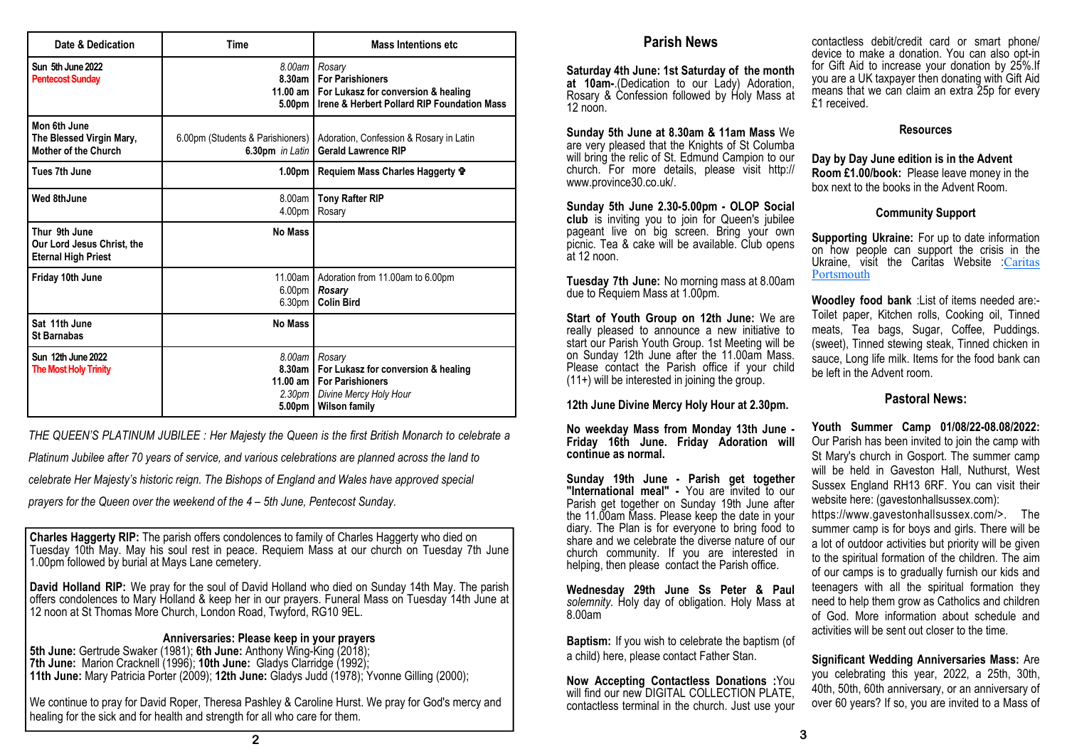| Date & Dedication | Time | Mass Intentions etc |
|---|---|---|
| **Sun 5th June 2022**<br>**Pentecost Sunday** | *8.00am*<br>**8.30am**<br>**11.00 am**<br>**5.00pm** | *Rosary*<br>**For Parishioners**<br>**For Lukasz for conversion & healing**<br>**Irene & Herbert Pollard RIP Foundation Mass** |
| **Mon 6th June**<br>**The Blessed Virgin Mary, Mother of the Church** | 6.00pm (Students & Parishioners)<br>**6.30pm** *in Latin* | Adoration, Confession & Rosary in Latin<br>**Gerald Lawrence RIP** |
| **Tues 7th June** | **1.00pm** | **Requiem Mass Charles Haggerty** ✟ |
| **Wed 8thJune** | 8.00am<br>4.00pm | **Tony Rafter RIP**<br>Rosary |
| **Thur 9th June**<br>**Our Lord Jesus Christ, the Eternal High Priest** | **No Mass** | |
| **Friday 10th June** | 11.00am<br>6.00pm<br>6.30pm | Adoration from 11.00am to 6.00pm<br>***Rosary***<br>**Colin Bird** |
| **Sat 11th June**<br>**St Barnabas** | **No Mass** | |
| **Sun 12th June 2022**<br>**The Most Holy Trinity** | *8.00am*<br>**8.30am**<br>**11.00 am**<br>*2.30pm*<br>**5.00pm** | *Rosary*<br>**For Lukasz for conversion & healing**<br>**For Parishioners**<br>*Divine Mercy Holy Hour*<br>**Wilson family** |

*THE QUEEN'S PLATINUM JUBILEE : Her Majesty the Queen is the first British Monarch to celebrate a Platinum Jubilee after 70 years of service, and various celebrations are planned across the land to celebrate Her Majesty's historic reign. The Bishops of England and Wales have approved special prayers for the Queen over the weekend of the 4 – 5th June, Pentecost Sunday.*

**Charles Haggerty RIP:** The parish offers condolences to family of Charles Haggerty who died on Tuesday 10th May. May his soul rest in peace. Requiem Mass at our church on Tuesday 7th June 1.00pm followed by burial at Mays Lane cemetery.

**David Holland RIP:** We pray for the soul of David Holland who died on Sunday 14th May. The parish offers condolences to Mary Holland & keep her in our prayers. Funeral Mass on Tuesday 14th June at 12 noon at St Thomas More Church, London Road, Twyford, RG10 9EL.

**Anniversaries: Please keep in your prayers**

**5th June:** Gertrude Swaker (1981); **6th June:** Anthony Wing-King (2018);
**7th June:** Marion Cracknell (1996); **10th June:** Gladys Clarridge (1992);
**11th June:** Mary Patricia Porter (2009); **12th June:** Gladys Judd (1978); Yvonne Gilling (2000);

We continue to pray for David Roper, Theresa Pashley & Caroline Hurst. We pray for God's mercy and healing for the sick and for health and strength for all who care for them.

## Parish News

**Saturday 4th June: 1st Saturday of the month at 10am-**.(Dedication to our Lady) Adoration, Rosary & Confession followed by Holy Mass at 12 noon.

**Sunday 5th June at 8.30am & 11am Mass** We are very pleased that the Knights of St Columba will bring the relic of St. Edmund Campion to our church. For more details, please visit http://www.province30.co.uk/.

**Sunday 5th June 2.30-5.00pm - OLOP Social club** is inviting you to join for Queen's jubilee pageant live on big screen. Bring your own picnic. Tea & cake will be available. Club opens at 12 noon.

**Tuesday 7th June:** No morning mass at 8.00am due to Requiem Mass at 1.00pm.

**Start of Youth Group on 12th June:** We are really pleased to announce a new initiative to start our Parish Youth Group. 1st Meeting will be on Sunday 12th June after the 11.00am Mass. Please contact the Parish office if your child (11+) will be interested in joining the group.

**12th June Divine Mercy Holy Hour at 2.30pm.**

**No weekday Mass from Monday 13th June - Friday 16th June. Friday Adoration will continue as normal.**

**Sunday 19th June - Parish get together "International meal" -** You are invited to our Parish get together on Sunday 19th June after the 11.00am Mass. Please keep the date in your diary. The Plan is for everyone to bring food to share and we celebrate the diverse nature of our church community. If you are interested in helping, then please contact the Parish office.

**Wednesday 29th June Ss Peter & Paul** *solemnity*. Holy day of obligation. Holy Mass at 8.00am

**Baptism:** If you wish to celebrate the baptism (of a child) here, please contact Father Stan.

**Now Accepting Contactless Donations :**You will find our new DIGITAL COLLECTION PLATE, contactless terminal in the church. Just use your contactless debit/credit card or smart phone/ device to make a donation. You can also opt-in for Gift Aid to increase your donation by 25%.If you are a UK taxpayer then donating with Gift Aid means that we can claim an extra 25p for every £1 received.

### Resources

**Day by Day June edition is in the Advent Room £1.00/book:** Please leave money in the box next to the books in the Advent Room.

### Community Support

**Supporting Ukraine:** For up to date information on how people can support the crisis in the Ukraine, visit the Caritas Website :Caritas Portsmouth

**Woodley food bank** :List of items needed are:- Toilet paper, Kitchen rolls, Cooking oil, Tinned meats, Tea bags, Sugar, Coffee, Puddings. (sweet), Tinned stewing steak, Tinned chicken in sauce, Long life milk. Items for the food bank can be left in the Advent room.

## Pastoral News:

**Youth Summer Camp 01/08/22-08.08/2022:** Our Parish has been invited to join the camp with St Mary's church in Gosport. The summer camp will be held in Gaveston Hall, Nuthurst, West Sussex England RH13 6RF. You can visit their website here: (gavestonhallsussex.com): https://www.gavestonhallsussex.com/>. The summer camp is for boys and girls. There will be a lot of outdoor activities but priority will be given to the spiritual formation of the children. The aim of our camps is to gradually furnish our kids and teenagers with all the spiritual formation they need to help them grow as Catholics and children of God. More information about schedule and activities will be sent out closer to the time.

**Significant Wedding Anniversaries Mass:** Are you celebrating this year, 2022, a 25th, 30th, 40th, 50th, 60th anniversary, or an anniversary of over 60 years? If so, you are invited to a Mass of